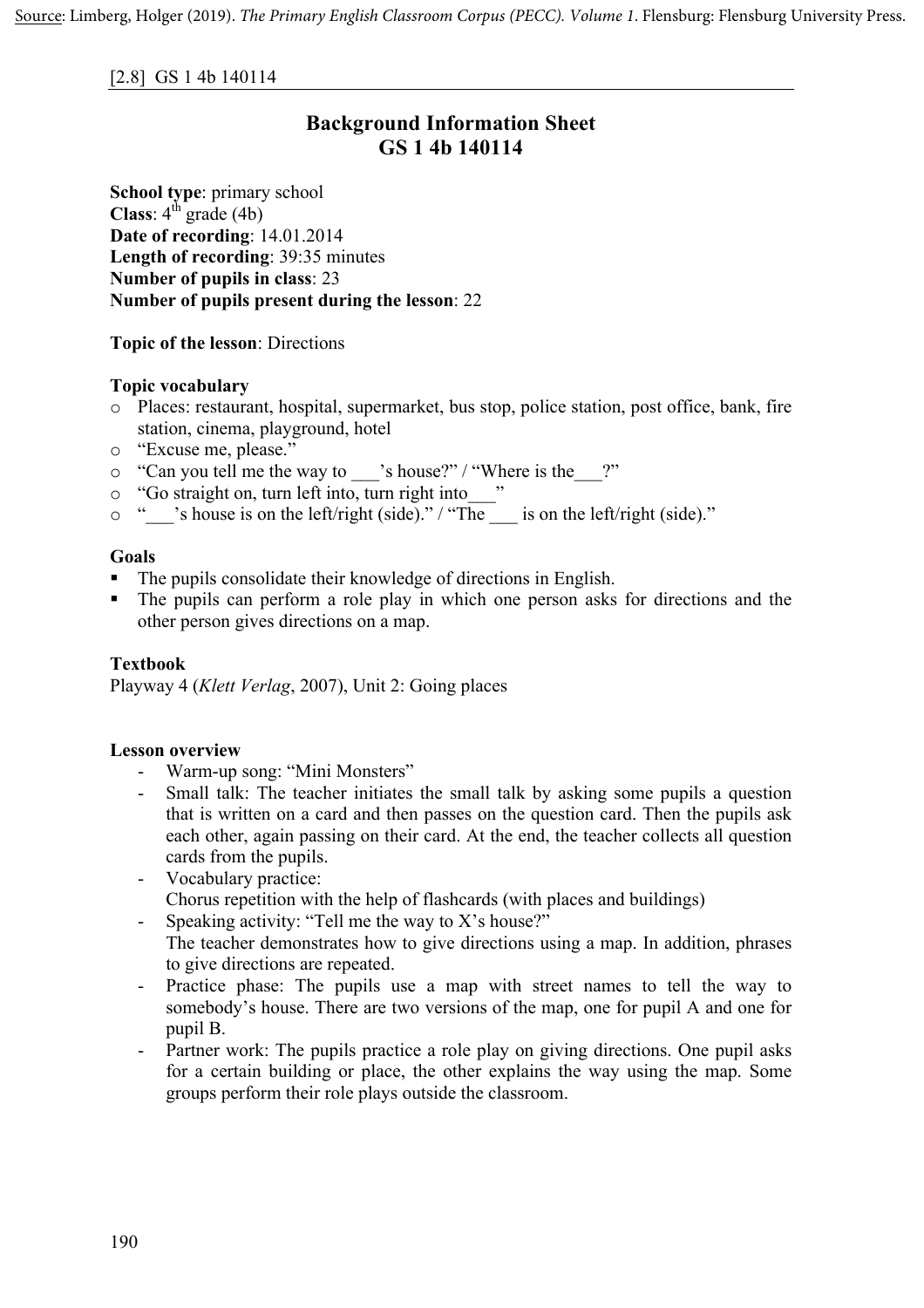Source: Limberg, Holger (2019). *The Primary English Classroom Corpus (PECC). Volume 1*. Flensburg: Flensburg University Press.

[2.8] GS 1 4b 140114

# Background Information Sheet
# GS 1 4b 140114

**School type**: primary school
**Class**: 4th grade (4b)
**Date of recording**: 14.01.2014
**Length of recording**: 39:35 minutes
**Number of pupils in class**: 23
**Number of pupils present during the lesson**: 22

**Topic of the lesson**: Directions

**Topic vocabulary**

- Places: restaurant, hospital, supermarket, bus stop, police station, post office, bank, fire station, cinema, playground, hotel
- "Excuse me, please."
- "Can you tell me the way to ___'s house?" / "Where is the___?"
- "Go straight on, turn left into, turn right into___"
- "___'s house is on the left/right (side)." / "The ___ is on the left/right (side)."

**Goals**

- The pupils consolidate their knowledge of directions in English.
- The pupils can perform a role play in which one person asks for directions and the other person gives directions on a map.

**Textbook**

Playway 4 (*Klett Verlag*, 2007), Unit 2: Going places

**Lesson overview**

- Warm-up song: "Mini Monsters"
- Small talk: The teacher initiates the small talk by asking some pupils a question that is written on a card and then passes on the question card. Then the pupils ask each other, again passing on their card. At the end, the teacher collects all question cards from the pupils.
- Vocabulary practice:
  Chorus repetition with the help of flashcards (with places and buildings)
- Speaking activity: "Tell me the way to X's house?"
  The teacher demonstrates how to give directions using a map. In addition, phrases to give directions are repeated.
- Practice phase: The pupils use a map with street names to tell the way to somebody's house. There are two versions of the map, one for pupil A and one for pupil B.
- Partner work: The pupils practice a role play on giving directions. One pupil asks for a certain building or place, the other explains the way using the map. Some groups perform their role plays outside the classroom.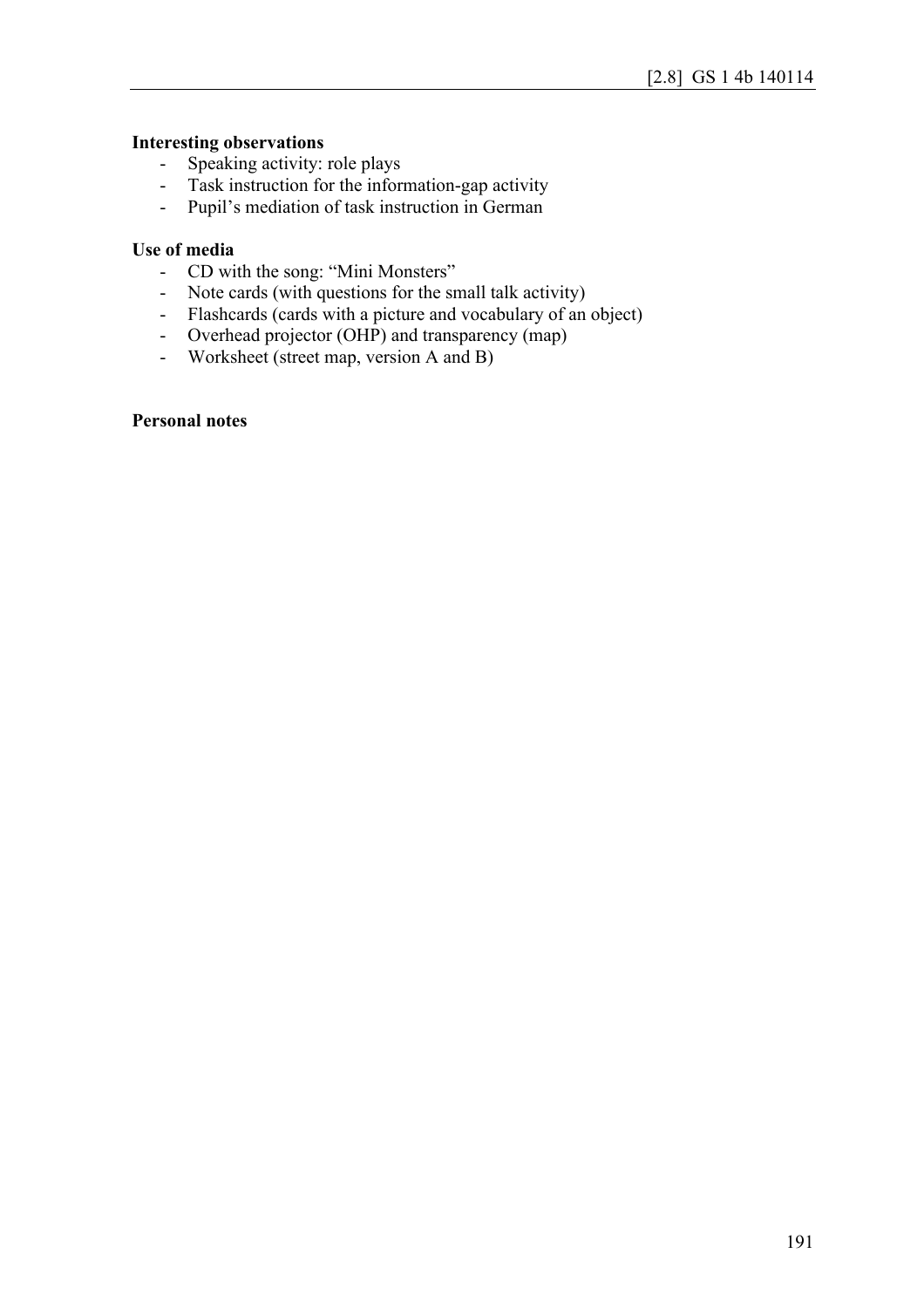**Interesting observations**

- Speaking activity: role plays
- Task instruction for the information-gap activity
- Pupil’s mediation of task instruction in German

**Use of media**

- CD with the song: “Mini Monsters”
- Note cards (with questions for the small talk activity)
- Flashcards (cards with a picture and vocabulary of an object)
- Overhead projector (OHP) and transparency (map)
- Worksheet (street map, version A and B)

**Personal notes**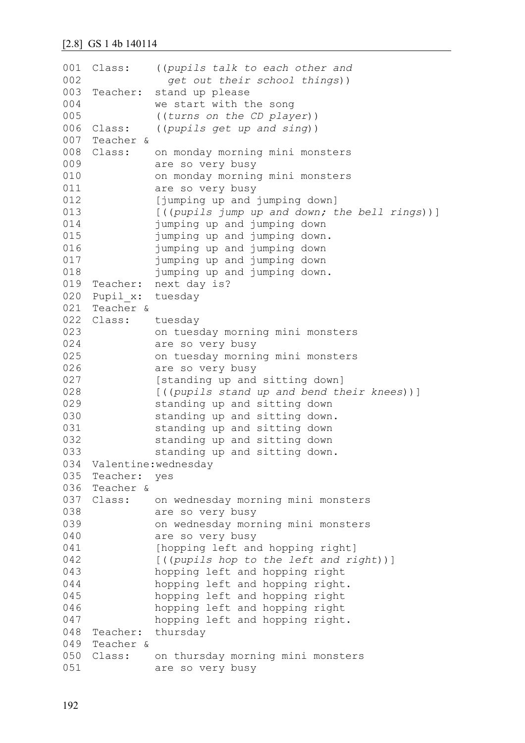[2.8] GS 1 4b 140114

```
001  Class:     ((pupils talk to each other and
002               get out their school things))
003  Teacher:   stand up please
004             we start with the song
005             ((turns on the CD player))
006  Class:     ((pupils get up and sing))
007  Teacher &
008  Class:     on monday morning mini monsters
009             are so very busy
010             on monday morning mini monsters
011             are so very busy
012             [jumping up and jumping down]
013             [((pupils jump up and down; the bell rings))]
014             jumping up and jumping down
015             jumping up and jumping down.
016             jumping up and jumping down
017             jumping up and jumping down
018             jumping up and jumping down.
019  Teacher:   next day is?
020  Pupil_x:   tuesday
021  Teacher &
022  Class:     tuesday
023             on tuesday morning mini monsters
024             are so very busy
025             on tuesday morning mini monsters
026             are so very busy
027             [standing up and sitting down]
028             [((pupils stand up and bend their knees))]
029             standing up and sitting down
030             standing up and sitting down.
031             standing up and sitting down
032             standing up and sitting down
033             standing up and sitting down.
034  Valentine:wednesday
035  Teacher:   yes
036  Teacher &
037  Class:     on wednesday morning mini monsters
038             are so very busy
039             on wednesday morning mini monsters
040             are so very busy
041             [hopping left and hopping right]
042             [((pupils hop to the left and right))]
043             hopping left and hopping right
044             hopping left and hopping right.
045             hopping left and hopping right
046             hopping left and hopping right
047             hopping left and hopping right.
048  Teacher:   thursday
049  Teacher &
050  Class:     on thursday morning mini monsters
051             are so very busy
```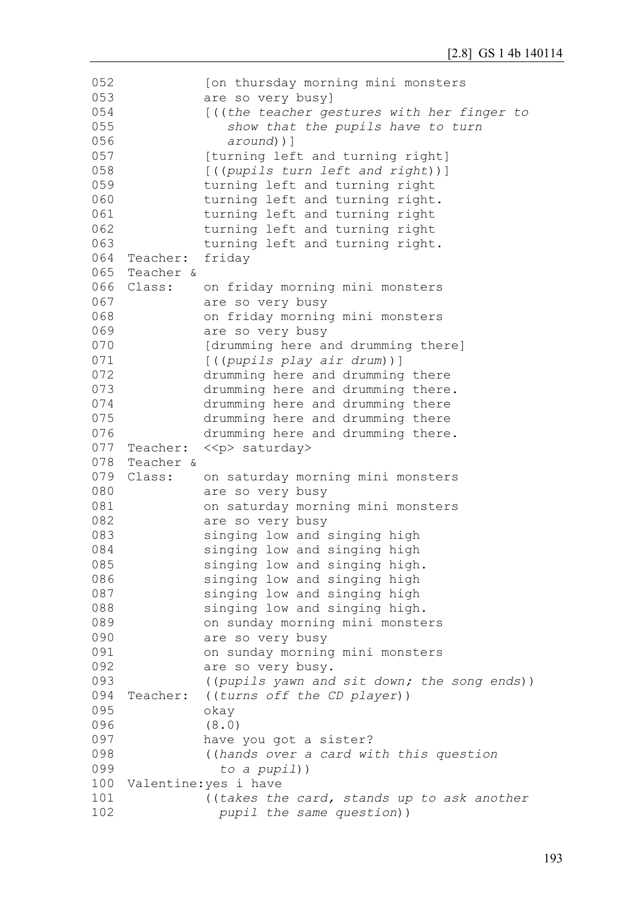```
052              [on thursday morning mini monsters
053              are so very busy]
054              [((the teacher gestures with her finger to
055                 show that the pupils have to turn
056                 around))]
057              [turning left and turning right]
058              [((pupils turn left and right))]
059              turning left and turning right
060              turning left and turning right.
061              turning left and turning right
062              turning left and turning right
063              turning left and turning right.
064  Teacher:    friday
065  Teacher &
066  Class:      on friday morning mini monsters
067              are so very busy
068              on friday morning mini monsters
069              are so very busy
070              [drumming here and drumming there]
071              [((pupils play air drum))]
072              drumming here and drumming there
073              drumming here and drumming there.
074              drumming here and drumming there
075              drumming here and drumming there
076              drumming here and drumming there.
077  Teacher:    <<p> saturday>
078  Teacher &
079  Class:      on saturday morning mini monsters
080              are so very busy
081              on saturday morning mini monsters
082              are so very busy
083              singing low and singing high
084              singing low and singing high
085              singing low and singing high.
086              singing low and singing high
087              singing low and singing high
088              singing low and singing high.
089              on sunday morning mini monsters
090              are so very busy
091              on sunday morning mini monsters
092              are so very busy.
093              ((pupils yawn and sit down; the song ends))
094  Teacher:    ((turns off the CD player))
095              okay
096              (8.0)
097              have you got a sister?
098              ((hands over a card with this question
099                to a pupil))
100  Valentine:yes i have
101              ((takes the card, stands up to ask another
102                pupil the same question))
```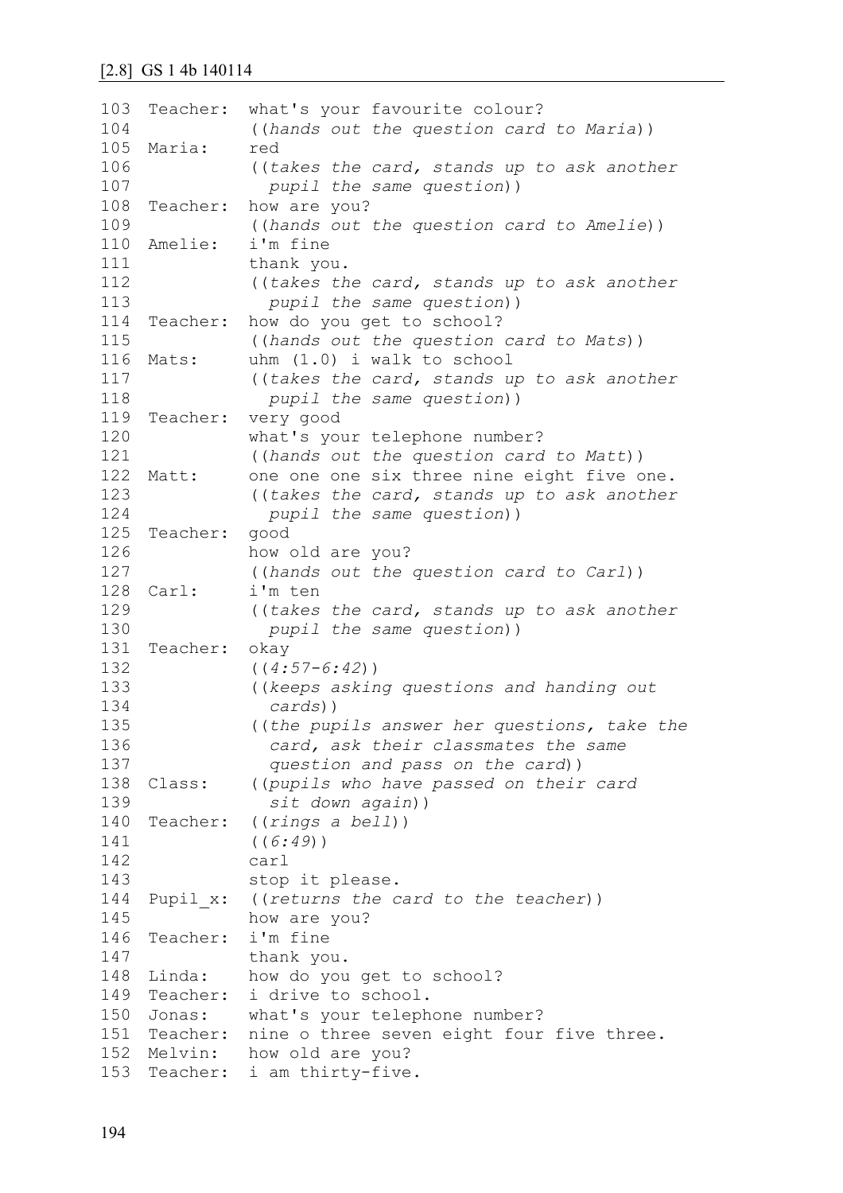[2.8] GS 1 4b 140114

```
103  Teacher:  what's your favourite colour?
104            ((hands out the question card to Maria))
105  Maria:    red
106            ((takes the card, stands up to ask another
107              pupil the same question))
108  Teacher:  how are you?
109            ((hands out the question card to Amelie))
110  Amelie:   i'm fine
111            thank you.
112            ((takes the card, stands up to ask another
113              pupil the same question))
114  Teacher:  how do you get to school?
115            ((hands out the question card to Mats))
116  Mats:     uhm (1.0) i walk to school
117            ((takes the card, stands up to ask another
118              pupil the same question))
119  Teacher:  very good
120            what's your telephone number?
121            ((hands out the question card to Matt))
122  Matt:     one one one six three nine eight five one.
123            ((takes the card, stands up to ask another
124              pupil the same question))
125  Teacher:  good
126            how old are you?
127            ((hands out the question card to Carl))
128  Carl:     i'm ten
129            ((takes the card, stands up to ask another
130              pupil the same question))
131  Teacher:  okay
132            ((4:57-6:42))
133            ((keeps asking questions and handing out
134              cards))
135            ((the pupils answer her questions, take the
136              card, ask their classmates the same
137              question and pass on the card))
138  Class:    ((pupils who have passed on their card
139              sit down again))
140  Teacher:  ((rings a bell))
141            ((6:49))
142            carl
143            stop it please.
144  Pupil_x:  ((returns the card to the teacher))
145            how are you?
146  Teacher:  i'm fine
147            thank you.
148  Linda:    how do you get to school?
149  Teacher:  i drive to school.
150  Jonas:    what's your telephone number?
151  Teacher:  nine o three seven eight four five three.
152  Melvin:   how old are you?
153  Teacher:  i am thirty-five.
```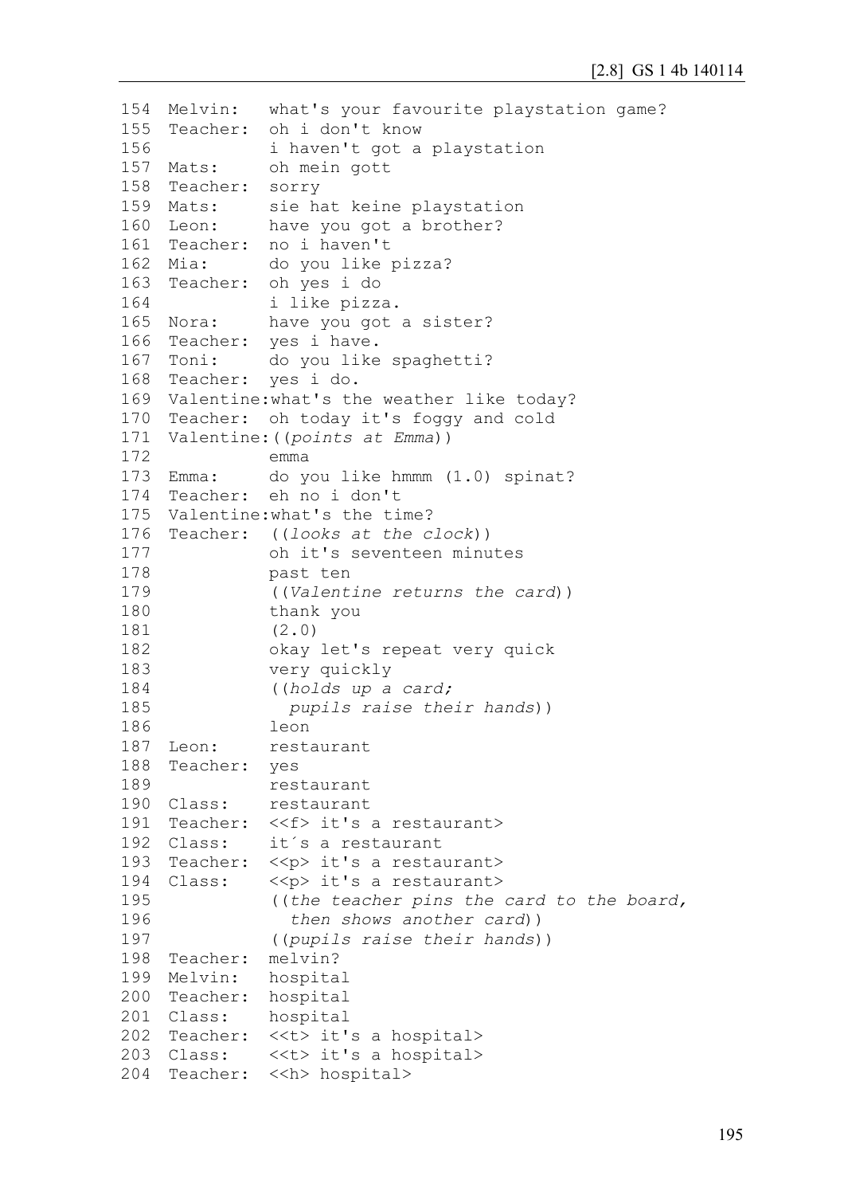```
154  Melvin:    what's your favourite playstation game?
155  Teacher:   oh i don't know
156             i haven't got a playstation
157  Mats:      oh mein gott
158  Teacher:   sorry
159  Mats:      sie hat keine playstation
160  Leon:      have you got a brother?
161  Teacher:   no i haven't
162  Mia:       do you like pizza?
163  Teacher:   oh yes i do
164             i like pizza.
165  Nora:      have you got a sister?
166  Teacher:   yes i have.
167  Toni:      do you like spaghetti?
168  Teacher:   yes i do.
169  Valentine:what's the weather like today?
170  Teacher:   oh today it's foggy and cold
171  Valentine:((points at Emma))
172             emma
173  Emma:      do you like hmmm (1.0) spinat?
174  Teacher:   eh no i don't
175  Valentine:what's the time?
176  Teacher:   ((looks at the clock))
177             oh it's seventeen minutes
178             past ten
179             ((Valentine returns the card))
180             thank you
181             (2.0)
182             okay let's repeat very quick
183             very quickly
184             ((holds up a card;
185               pupils raise their hands))
186             leon
187  Leon:      restaurant
188  Teacher:   yes
189             restaurant
190  Class:     restaurant
191  Teacher:   <<f> it's a restaurant>
192  Class:     it´s a restaurant
193  Teacher:   <<p> it's a restaurant>
194  Class:     <<p> it's a restaurant>
195             ((the teacher pins the card to the board,
196               then shows another card))
197             ((pupils raise their hands))
198  Teacher:   melvin?
199  Melvin:    hospital
200  Teacher:   hospital
201  Class:     hospital
202  Teacher:   <<t> it's a hospital>
203  Class:     <<t> it's a hospital>
204  Teacher:   <<h> hospital>
```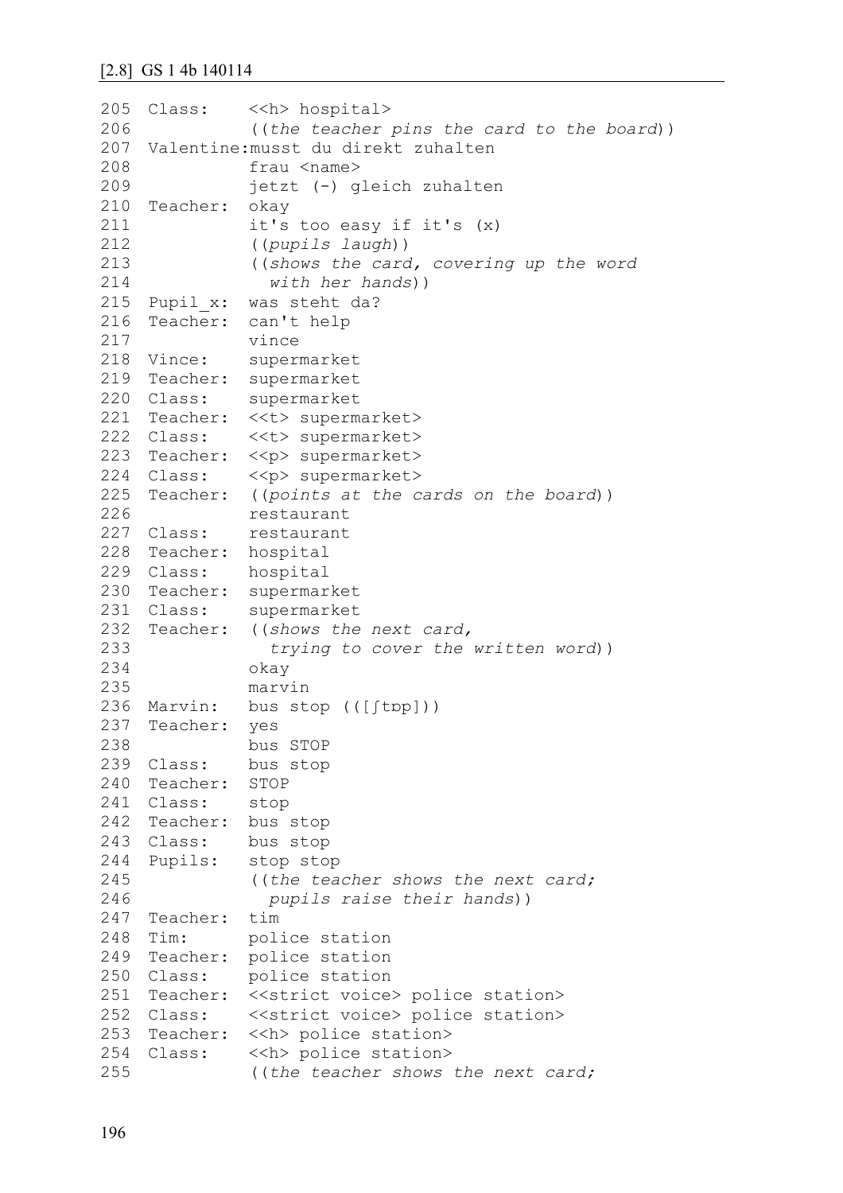[2.8] GS 1 4b 140114

```
205  Class:    <<h> hospital>
206            ((the teacher pins the card to the board))
207  Valentine:musst du direkt zuhalten
208            frau <name>
209            jetzt (-) gleich zuhalten
210  Teacher:  okay
211            it's too easy if it's (x)
212            ((pupils laugh))
213            ((shows the card, covering up the word
214              with her hands))
215  Pupil_x:  was steht da?
216  Teacher:  can't help
217            vince
218  Vince:    supermarket
219  Teacher:  supermarket
220  Class:    supermarket
221  Teacher:  <<t> supermarket>
222  Class:    <<t> supermarket>
223  Teacher:  <<p> supermarket>
224  Class:    <<p> supermarket>
225  Teacher:  ((points at the cards on the board))
226            restaurant
227  Class:    restaurant
228  Teacher:  hospital
229  Class:    hospital
230  Teacher:  supermarket
231  Class:    supermarket
232  Teacher:  ((shows the next card,
233              trying to cover the written word))
234            okay
235            marvin
236  Marvin:   bus stop (([ʃtɒp]))
237  Teacher:  yes
238            bus STOP
239  Class:    bus stop
240  Teacher:  STOP
241  Class:    stop
242  Teacher:  bus stop
243  Class:    bus stop
244  Pupils:   stop stop
245            ((the teacher shows the next card;
246              pupils raise their hands))
247  Teacher:  tim
248  Tim:      police station
249  Teacher:  police station
250  Class:    police station
251  Teacher:  <<strict voice> police station>
252  Class:    <<strict voice> police station>
253  Teacher:  <<h> police station>
254  Class:    <<h> police station>
255            ((the teacher shows the next card;
```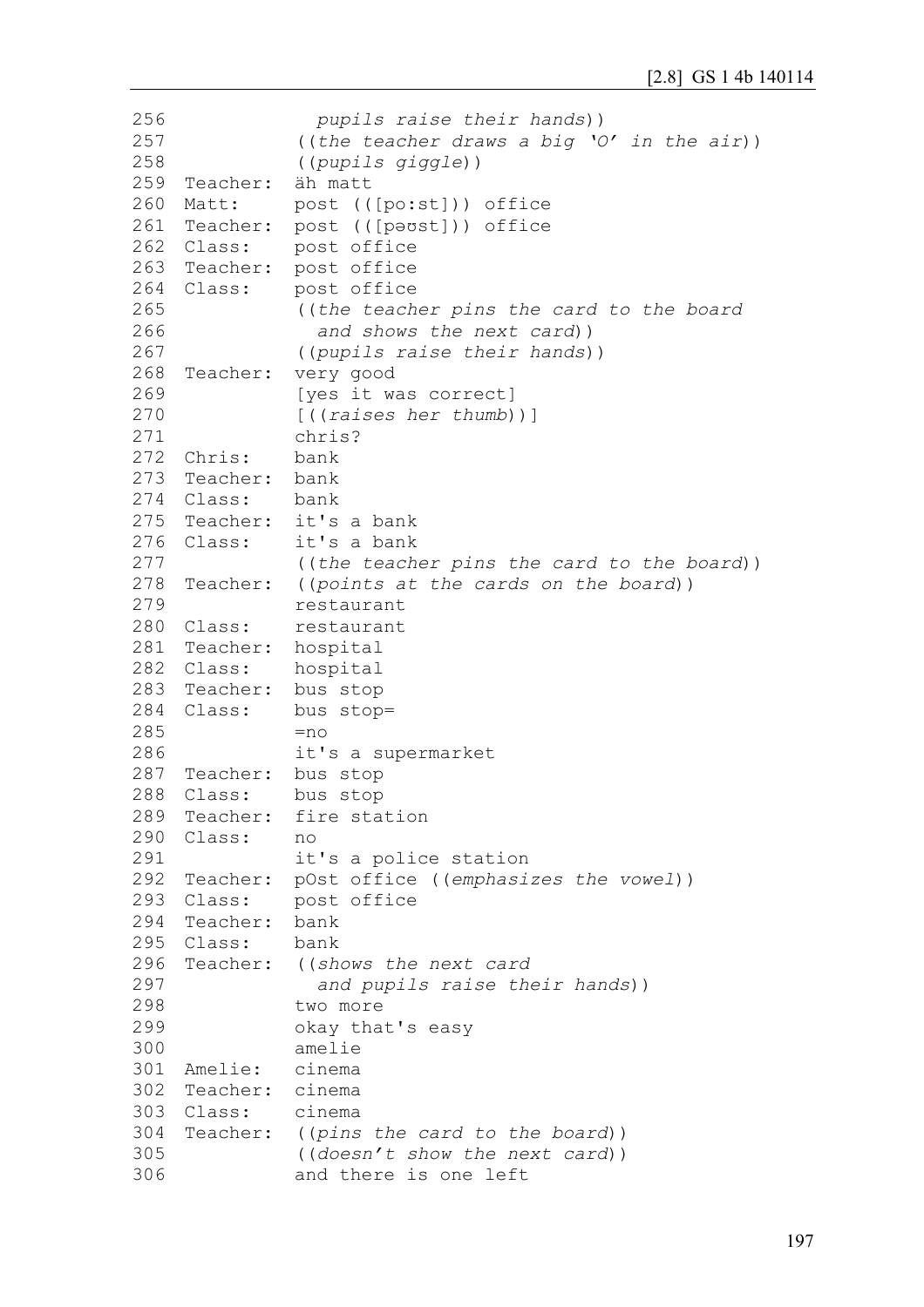```
256                pupils raise their hands))
257              ((the teacher draws a big 'O' in the air))
258              ((pupils giggle))
259  Teacher:   äh matt
260  Matt:      post (([po:st])) office
261  Teacher:   post (([pəʊst])) office
262  Class:     post office
263  Teacher:   post office
264  Class:     post office
265              ((the teacher pins the card to the board
266                and shows the next card))
267              ((pupils raise their hands))
268  Teacher:   very good
269              [yes it was correct]
270              [((raises her thumb))]
271              chris?
272  Chris:     bank
273  Teacher:   bank
274  Class:     bank
275  Teacher:   it's a bank
276  Class:     it's a bank
277              ((the teacher pins the card to the board))
278  Teacher:   ((points at the cards on the board))
279              restaurant
280  Class:     restaurant
281  Teacher:   hospital
282  Class:     hospital
283  Teacher:   bus stop
284  Class:     bus stop=
285              =no
286              it's a supermarket
287  Teacher:   bus stop
288  Class:     bus stop
289  Teacher:   fire station
290  Class:     no
291              it's a police station
292  Teacher:   pOst office ((emphasizes the vowel))
293  Class:     post office
294  Teacher:   bank
295  Class:     bank
296  Teacher:   ((shows the next card
297                and pupils raise their hands))
298              two more
299              okay that's easy
300              amelie
301  Amelie:    cinema
302  Teacher:   cinema
303  Class:     cinema
304  Teacher:   ((pins the card to the board))
305              ((doesn't show the next card))
306              and there is one left
```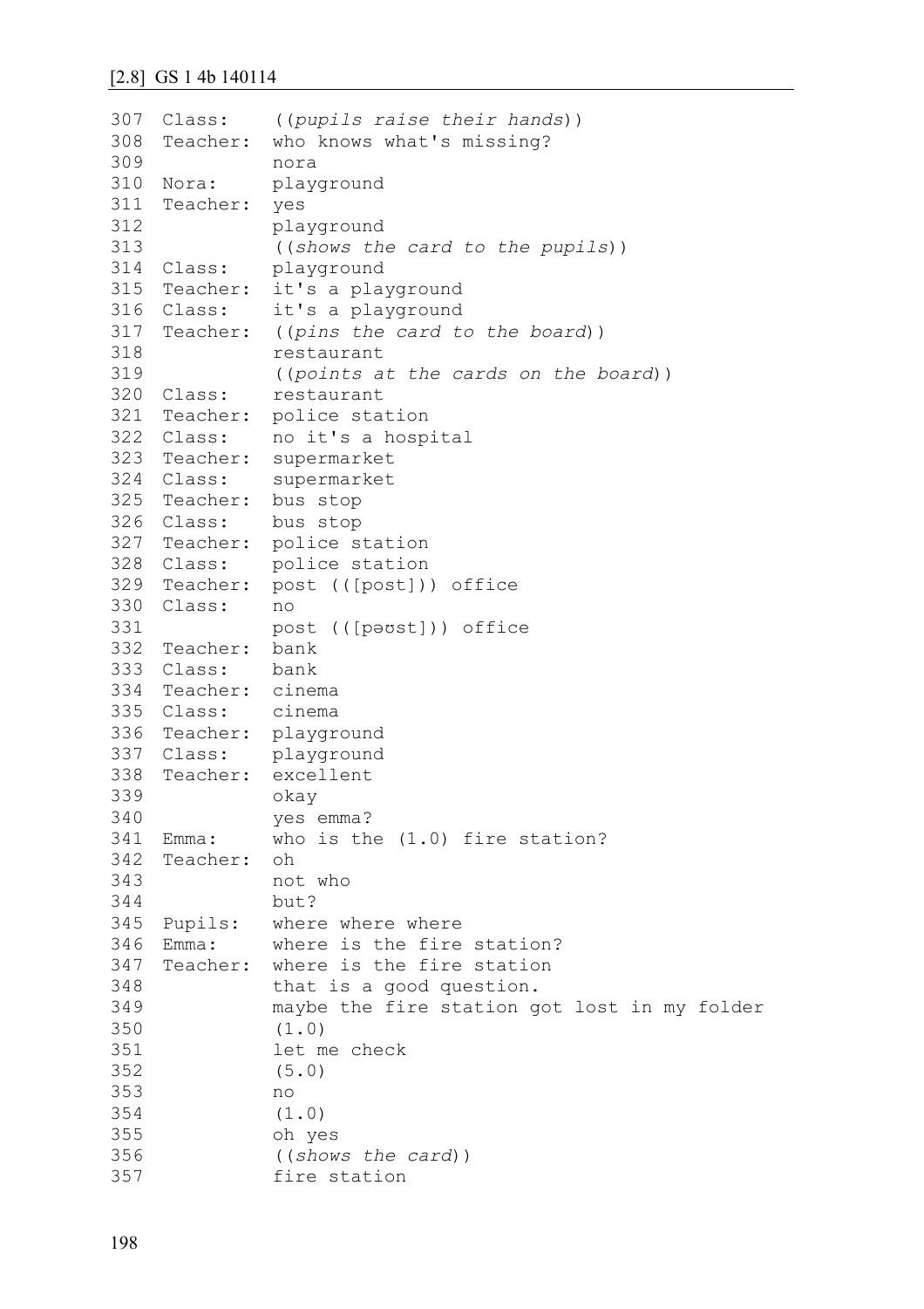[2.8] GS 1 4b 140114

```
307  Class:    ((pupils raise their hands))
308  Teacher:  who knows what's missing?
309            nora
310  Nora:     playground
311  Teacher:  yes
312            playground
313            ((shows the card to the pupils))
314  Class:    playground
315  Teacher:  it's a playground
316  Class:    it's a playground
317  Teacher:  ((pins the card to the board))
318            restaurant
319            ((points at the cards on the board))
320  Class:    restaurant
321  Teacher:  police station
322  Class:    no it's a hospital
323  Teacher:  supermarket
324  Class:    supermarket
325  Teacher:  bus stop
326  Class:    bus stop
327  Teacher:  police station
328  Class:    police station
329  Teacher:  post (([post])) office
330  Class:    no
331            post (([pəʊst])) office
332  Teacher:  bank
333  Class:    bank
334  Teacher:  cinema
335  Class:    cinema
336  Teacher:  playground
337  Class:    playground
338  Teacher:  excellent
339            okay
340            yes emma?
341  Emma:     who is the (1.0) fire station?
342  Teacher:  oh
343            not who
344            but?
345  Pupils:   where where where
346  Emma:     where is the fire station?
347  Teacher:  where is the fire station
348            that is a good question.
349            maybe the fire station got lost in my folder
350            (1.0)
351            let me check
352            (5.0)
353            no
354            (1.0)
355            oh yes
356            ((shows the card))
357            fire station
```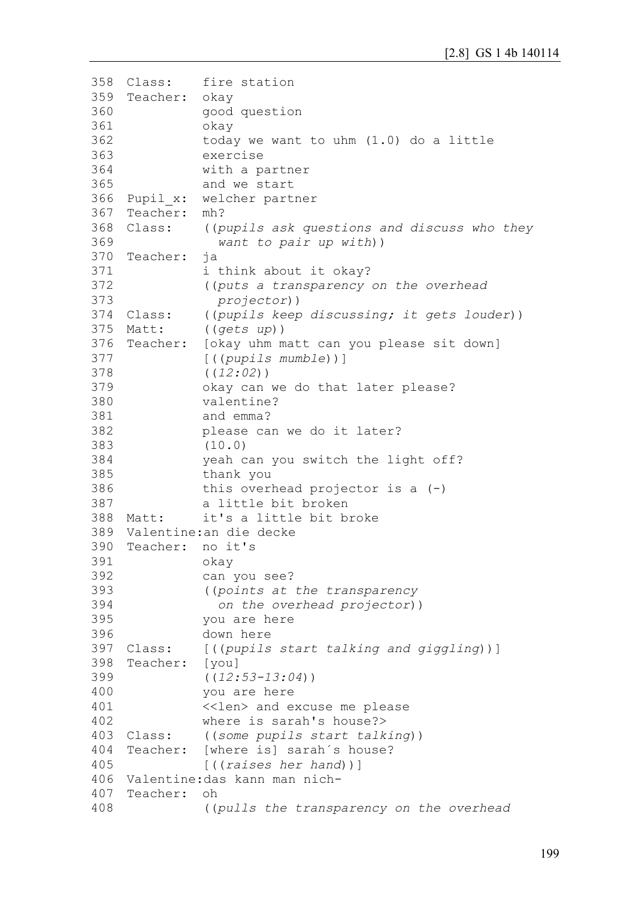```
358  Class:    fire station
359  Teacher:  okay
360            good question
361            okay
362            today we want to uhm (1.0) do a little
363            exercise
364            with a partner
365            and we start
366  Pupil_x:  welcher partner
367  Teacher:  mh?
368  Class:    ((pupils ask questions and discuss who they
369              want to pair up with))
370  Teacher:  ja
371            i think about it okay?
372            ((puts a transparency on the overhead
373              projector))
374  Class:    ((pupils keep discussing; it gets louder))
375  Matt:     ((gets up))
376  Teacher:  [okay uhm matt can you please sit down]
377            [((pupils mumble))]
378            ((12:02))
379            okay can we do that later please?
380            valentine?
381            and emma?
382            please can we do it later?
383            (10.0)
384            yeah can you switch the light off?
385            thank you
386            this overhead projector is a (-)
387            a little bit broken
388  Matt:     it's a little bit broke
389  Valentine:an die decke
390  Teacher:  no it's
391            okay
392            can you see?
393            ((points at the transparency
394              on the overhead projector))
395            you are here
396            down here
397  Class:    [((pupils start talking and giggling))]
398  Teacher:  [you]
399            ((12:53-13:04))
400            you are here
401            <<len> and excuse me please
402            where is sarah's house?>
403  Class:    ((some pupils start talking))
404  Teacher:  [where is] sarah´s house?
405            [((raises her hand))]
406  Valentine:das kann man nich-
407  Teacher:  oh
408            ((pulls the transparency on the overhead
```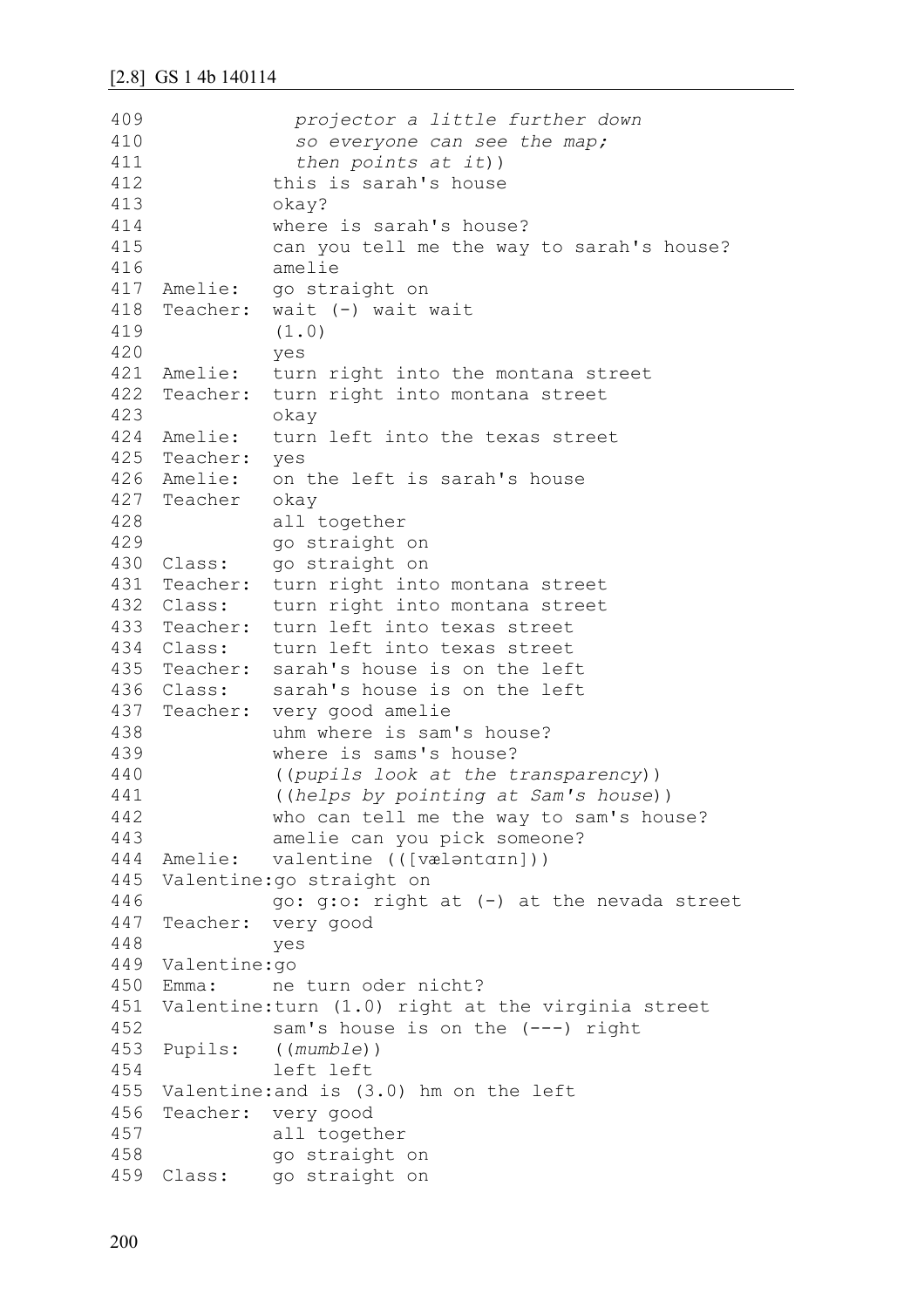```
409              projector a little further down
410              so everyone can see the map;
411              then points at it))
412            this is sarah's house
413            okay?
414            where is sarah's house?
415            can you tell me the way to sarah's house?
416            amelie
417  Amelie:   go straight on
418  Teacher:  wait (-) wait wait
419            (1.0)
420            yes
421  Amelie:   turn right into the montana street
422  Teacher:  turn right into montana street
423            okay
424  Amelie:   turn left into the texas street
425  Teacher:  yes
426  Amelie:   on the left is sarah's house
427  Teacher   okay
428            all together
429            go straight on
430  Class:    go straight on
431  Teacher:  turn right into montana street
432  Class:    turn right into montana street
433  Teacher:  turn left into texas street
434  Class:    turn left into texas street
435  Teacher:  sarah's house is on the left
436  Class:    sarah's house is on the left
437  Teacher:  very good amelie
438            uhm where is sam's house?
439            where is sams's house?
440            ((pupils look at the transparency))
441            ((helps by pointing at Sam's house))
442            who can tell me the way to sam's house?
443            amelie can you pick someone?
444  Amelie:   valentine (([væləntɑɪn]))
445  Valentine:go straight on
446            go: g:o: right at (-) at the nevada street
447  Teacher:  very good
448            yes
449  Valentine:go
450  Emma:     ne turn oder nicht?
451  Valentine:turn (1.0) right at the virginia street
452            sam's house is on the (---) right
453  Pupils:   ((mumble))
454            left left
455  Valentine:and is (3.0) hm on the left
456  Teacher:  very good
457            all together
458            go straight on
459  Class:    go straight on
```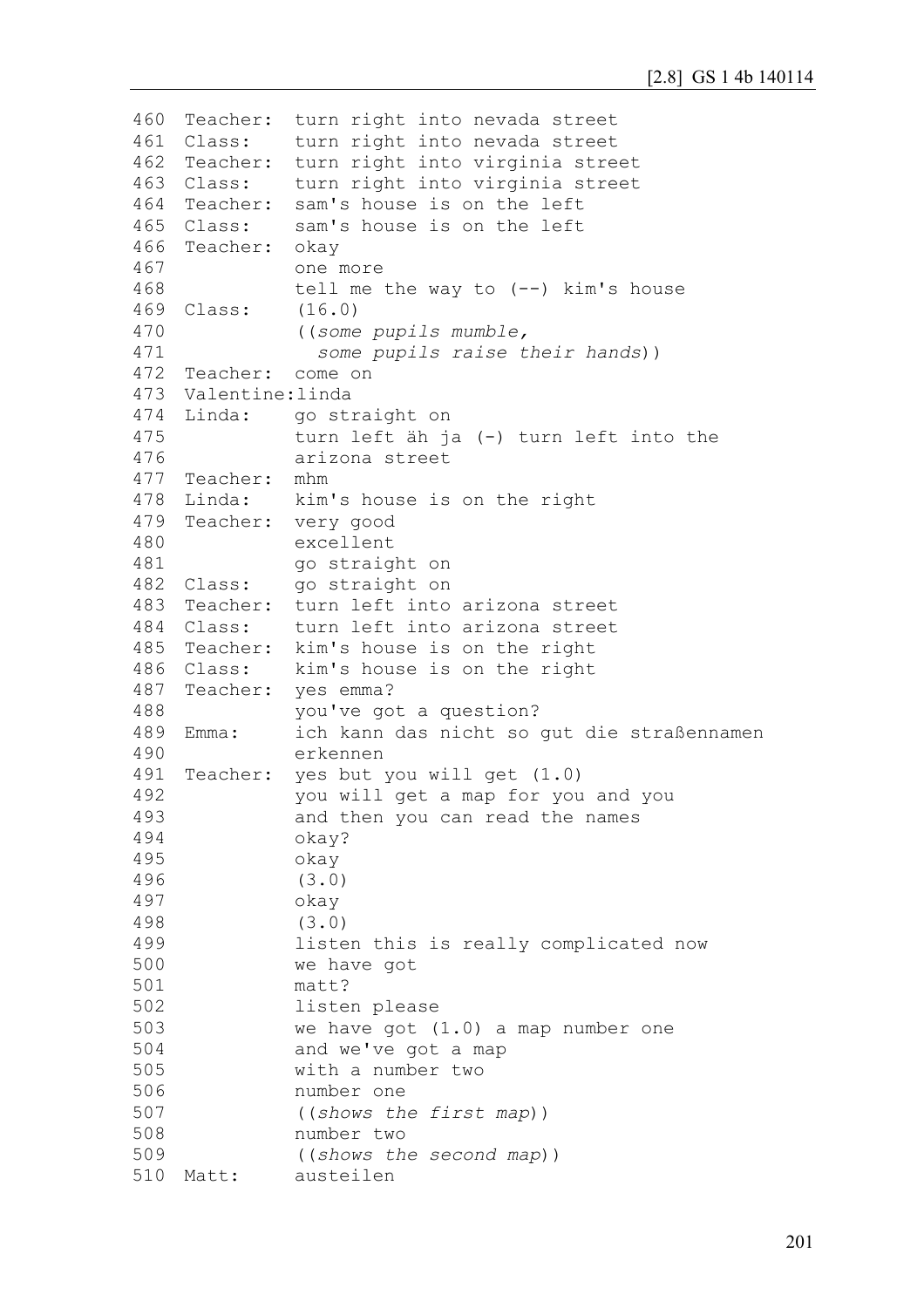```
460  Teacher:  turn right into nevada street
461  Class:    turn right into nevada street
462  Teacher:  turn right into virginia street
463  Class:    turn right into virginia street
464  Teacher:  sam's house is on the left
465  Class:    sam's house is on the left
466  Teacher:  okay
467            one more
468            tell me the way to (--) kim's house
469  Class:    (16.0)
470            ((some pupils mumble,
471              some pupils raise their hands))
472  Teacher:  come on
473  Valentine:linda
474  Linda:    go straight on
475            turn left äh ja (-) turn left into the
476            arizona street
477  Teacher:  mhm
478  Linda:    kim's house is on the right
479  Teacher:  very good
480            excellent
481            go straight on
482  Class:    go straight on
483  Teacher:  turn left into arizona street
484  Class:    turn left into arizona street
485  Teacher:  kim's house is on the right
486  Class:    kim's house is on the right
487  Teacher:  yes emma?
488            you've got a question?
489  Emma:     ich kann das nicht so gut die straßennamen
490            erkennen
491  Teacher:  yes but you will get (1.0)
492            you will get a map for you and you
493            and then you can read the names
494            okay?
495            okay
496            (3.0)
497            okay
498            (3.0)
499            listen this is really complicated now
500            we have got
501            matt?
502            listen please
503            we have got (1.0) a map number one
504            and we've got a map
505            with a number two
506            number one
507            ((shows the first map))
508            number two
509            ((shows the second map))
510  Matt:     austeilen
```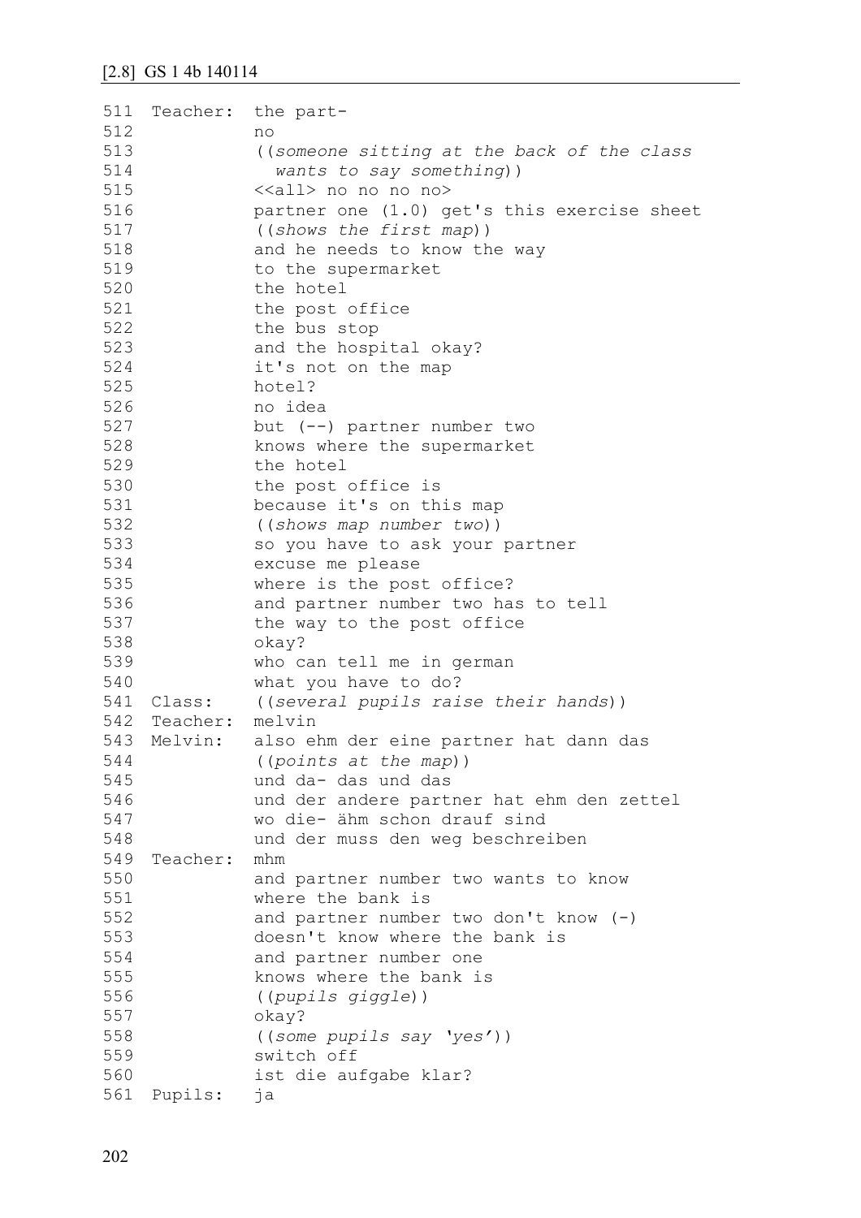[2.8] GS 1 4b 140114

```
511  Teacher:  the part-
512            no
513            ((someone sitting at the back of the class
514              wants to say something))
515            <<all> no no no no>
516            partner one (1.0) get's this exercise sheet
517            ((shows the first map))
518            and he needs to know the way
519            to the supermarket
520            the hotel
521            the post office
522            the bus stop
523            and the hospital okay?
524            it's not on the map
525            hotel?
526            no idea
527            but (--) partner number two
528            knows where the supermarket
529            the hotel
530            the post office is
531            because it's on this map
532            ((shows map number two))
533            so you have to ask your partner
534            excuse me please
535            where is the post office?
536            and partner number two has to tell
537            the way to the post office
538            okay?
539            who can tell me in german
540            what you have to do?
541  Class:    ((several pupils raise their hands))
542  Teacher:  melvin
543  Melvin:   also ehm der eine partner hat dann das
544            ((points at the map))
545            und da- das und das
546            und der andere partner hat ehm den zettel
547            wo die- ähm schon drauf sind
548            und der muss den weg beschreiben
549  Teacher:  mhm
550            and partner number two wants to know
551            where the bank is
552            and partner number two don't know (-)
553            doesn't know where the bank is
554            and partner number one
555            knows where the bank is
556            ((pupils giggle))
557            okay?
558            ((some pupils say 'yes'))
559            switch off
560            ist die aufgabe klar?
561  Pupils:   ja
```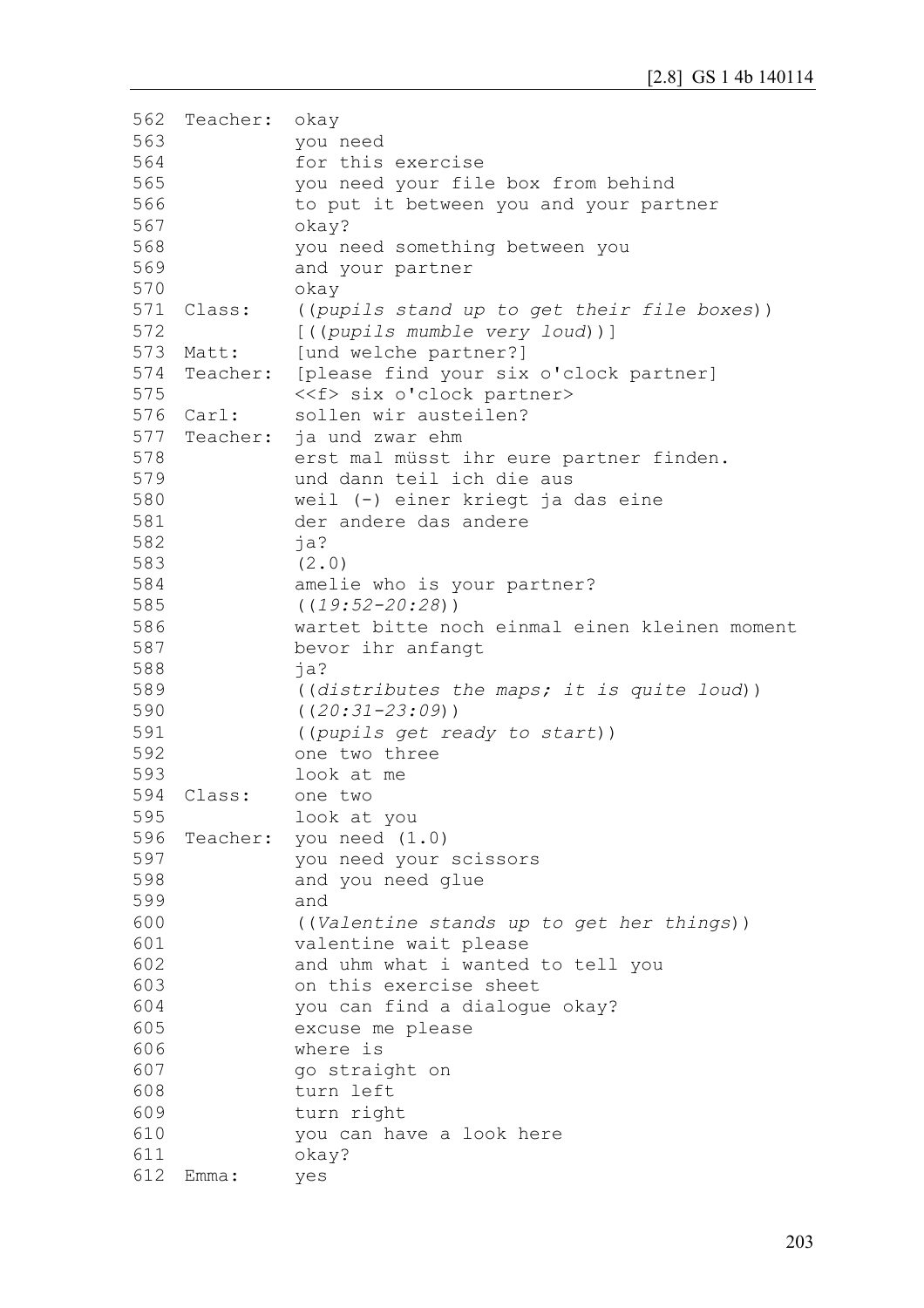```
562  Teacher:  okay
563            you need
564            for this exercise
565            you need your file box from behind
566            to put it between you and your partner
567            okay?
568            you need something between you
569            and your partner
570            okay
571  Class:    ((pupils stand up to get their file boxes))
572            [((pupils mumble very loud))]
573  Matt:     [und welche partner?]
574  Teacher:  [please find your six o'clock partner]
575            <<f> six o'clock partner>
576  Carl:     sollen wir austeilen?
577  Teacher:  ja und zwar ehm
578            erst mal müsst ihr eure partner finden.
579            und dann teil ich die aus
580            weil (-) einer kriegt ja das eine
581            der andere das andere
582            ja?
583            (2.0)
584            amelie who is your partner?
585            ((19:52-20:28))
586            wartet bitte noch einmal einen kleinen moment
587            bevor ihr anfangt
588            ja?
589            ((distributes the maps; it is quite loud))
590            ((20:31-23:09))
591            ((pupils get ready to start))
592            one two three
593            look at me
594  Class:    one two
595            look at you
596  Teacher:  you need (1.0)
597            you need your scissors
598            and you need glue
599            and
600            ((Valentine stands up to get her things))
601            valentine wait please
602            and uhm what i wanted to tell you
603            on this exercise sheet
604            you can find a dialogue okay?
605            excuse me please
606            where is
607            go straight on
608            turn left
609            turn right
610            you can have a look here
611            okay?
612  Emma:     yes
```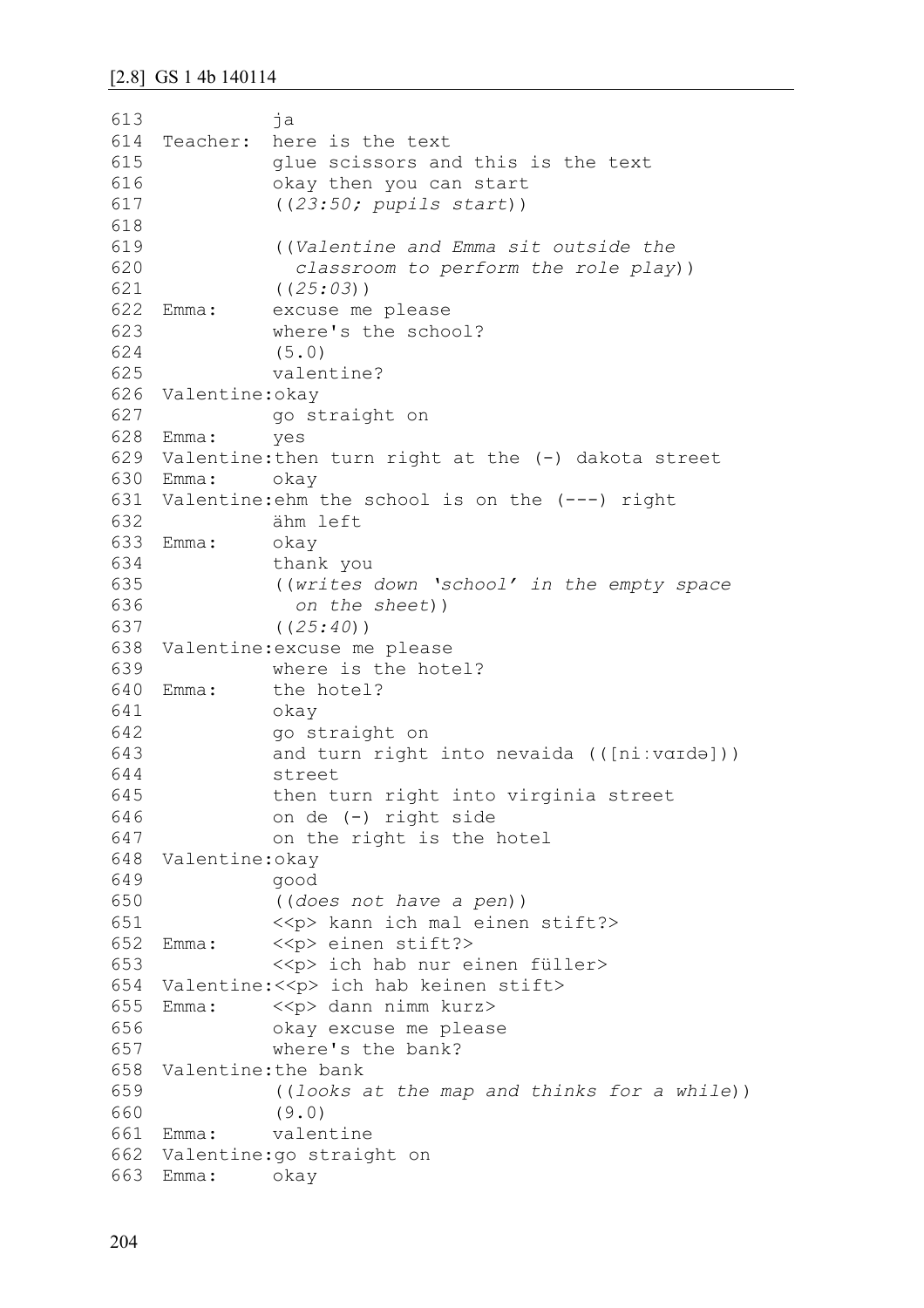```
613            ja
614  Teacher:  here is the text
615            glue scissors and this is the text
616            okay then you can start
617            ((23:50; pupils start))
618
619            ((Valentine and Emma sit outside the
620              classroom to perform the role play))
621            ((25:03))
622  Emma:     excuse me please
623            where's the school?
624            (5.0)
625            valentine?
626  Valentine:okay
627            go straight on
628  Emma:     yes
629  Valentine:then turn right at the (-) dakota street
630  Emma:     okay
631  Valentine:ehm the school is on the (---) right
632            ähm left
633  Emma:     okay
634            thank you
635            ((writes down 'school' in the empty space
636              on the sheet))
637            ((25:40))
638  Valentine:excuse me please
639            where is the hotel?
640  Emma:     the hotel?
641            okay
642            go straight on
643            and turn right into nevaida (([ni:vɑɪdə]))
644            street
645            then turn right into virginia street
646            on de (-) right side
647            on the right is the hotel
648  Valentine:okay
649            good
650            ((does not have a pen))
651            <<p> kann ich mal einen stift?>
652  Emma:     <<p> einen stift?>
653            <<p> ich hab nur einen füller>
654  Valentine:<<p> ich hab keinen stift>
655  Emma:     <<p> dann nimm kurz>
656            okay excuse me please
657            where's the bank?
658  Valentine:the bank
659            ((looks at the map and thinks for a while))
660            (9.0)
661  Emma:     valentine
662  Valentine:go straight on
663  Emma:     okay
```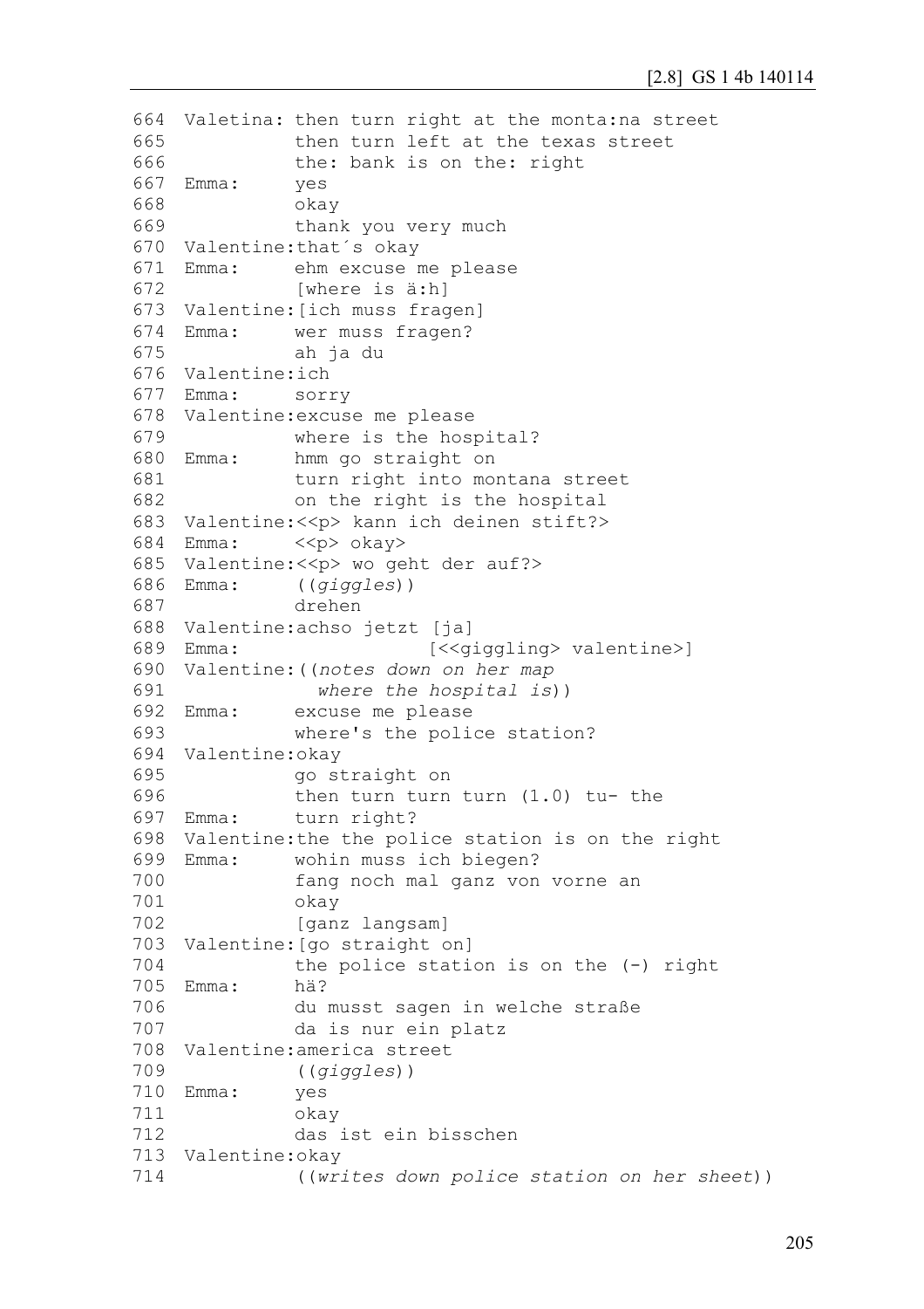```
664  Valetina: then turn right at the monta:na street
665            then turn left at the texas street
666            the: bank is on the: right
667  Emma:     yes
668            okay
669            thank you very much
670  Valentine:that´s okay
671  Emma:     ehm excuse me please
672            [where is ä:h]
673  Valentine:[ich muss fragen]
674  Emma:     wer muss fragen?
675            ah ja du
676  Valentine:ich
677  Emma:     sorry
678  Valentine:excuse me please
679            where is the hospital?
680  Emma:     hmm go straight on
681            turn right into montana street
682            on the right is the hospital
683  Valentine:<<p> kann ich deinen stift?>
684  Emma:     <<p> okay>
685  Valentine:<<p> wo geht der auf?>
686  Emma:     ((giggles))
687            drehen
688  Valentine:achso jetzt [ja]
689  Emma:                 [<<giggling> valentine>]
690  Valentine:((notes down on her map
691              where the hospital is))
692  Emma:     excuse me please
693            where's the police station?
694  Valentine:okay
695            go straight on
696            then turn turn turn (1.0) tu- the
697  Emma:     turn right?
698  Valentine:the the police station is on the right
699  Emma:     wohin muss ich biegen?
700            fang noch mal ganz von vorne an
701            okay
702            [ganz langsam]
703  Valentine:[go straight on]
704            the police station is on the (-) right
705  Emma:     hä?
706            du musst sagen in welche straße
707            da is nur ein platz
708  Valentine:america street
709            ((giggles))
710  Emma:     yes
711            okay
712            das ist ein bisschen
713  Valentine:okay
714            ((writes down police station on her sheet))
```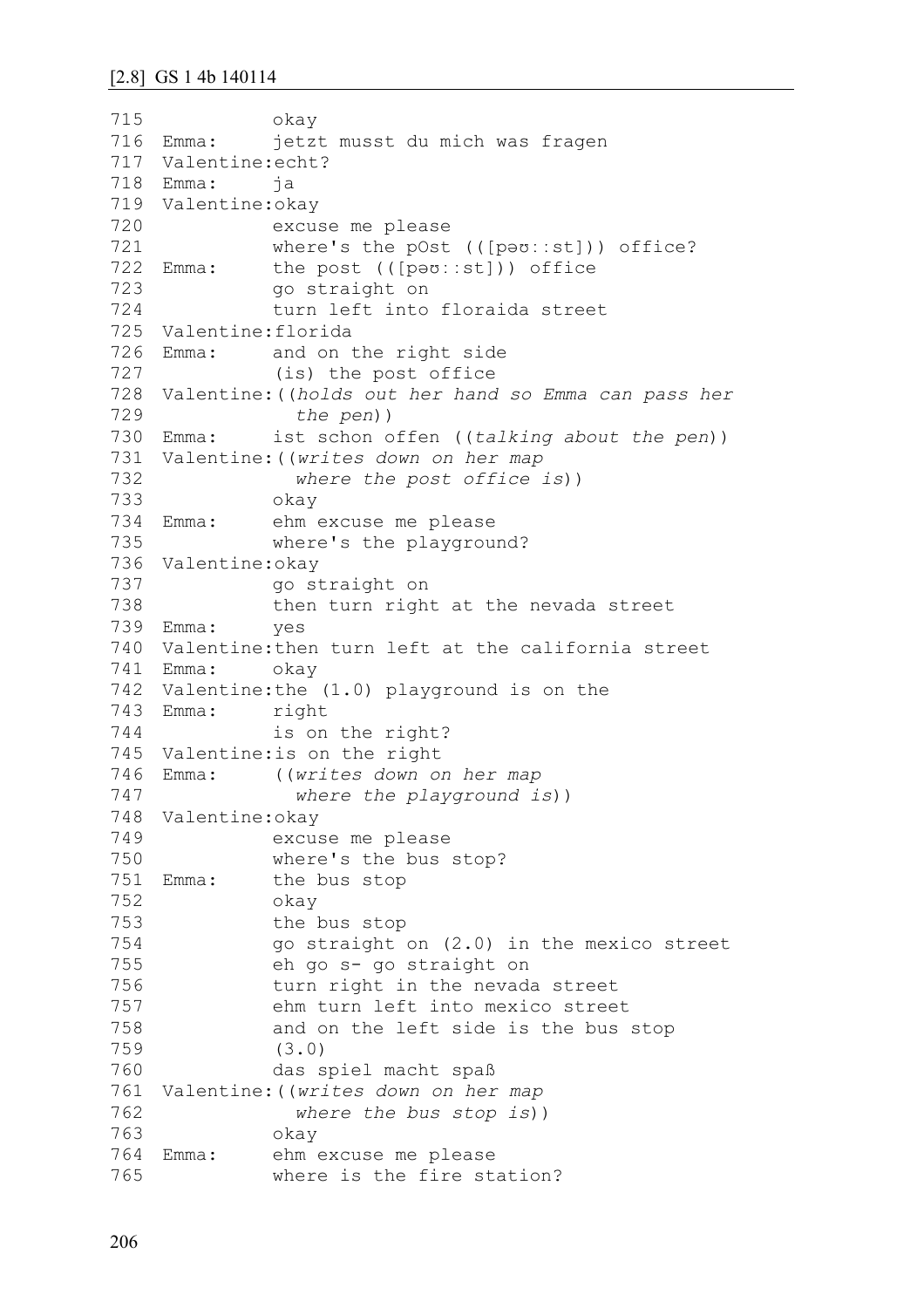[2.8] GS 1 4b 140114

```
715              okay
716  Emma:       jetzt musst du mich was fragen
717  Valentine:echt?
718  Emma:       ja
719  Valentine:okay
720              excuse me please
721              where's the pOst (([pəʊ::st])) office?
722  Emma:       the post (([pəʊ::st])) office
723              go straight on
724              turn left into floraida street
725  Valentine:florida
726  Emma:       and on the right side
727              (is) the post office
728  Valentine:((holds out her hand so Emma can pass her
729                the pen))
730  Emma:       ist schon offen ((talking about the pen))
731  Valentine:((writes down on her map
732                where the post office is))
733              okay
734  Emma:       ehm excuse me please
735              where's the playground?
736  Valentine:okay
737              go straight on
738              then turn right at the nevada street
739  Emma:       yes
740  Valentine:then turn left at the california street
741  Emma:       okay
742  Valentine:the (1.0) playground is on the
743  Emma:       right
744              is on the right?
745  Valentine:is on the right
746  Emma:       ((writes down on her map
747                where the playground is))
748  Valentine:okay
749              excuse me please
750              where's the bus stop?
751  Emma:       the bus stop
752              okay
753              the bus stop
754              go straight on (2.0) in the mexico street
755              eh go s- go straight on
756              turn right in the nevada street
757              ehm turn left into mexico street
758              and on the left side is the bus stop
759              (3.0)
760              das spiel macht spaß
761  Valentine:((writes down on her map
762                where the bus stop is))
763              okay
764  Emma:       ehm excuse me please
765              where is the fire station?
```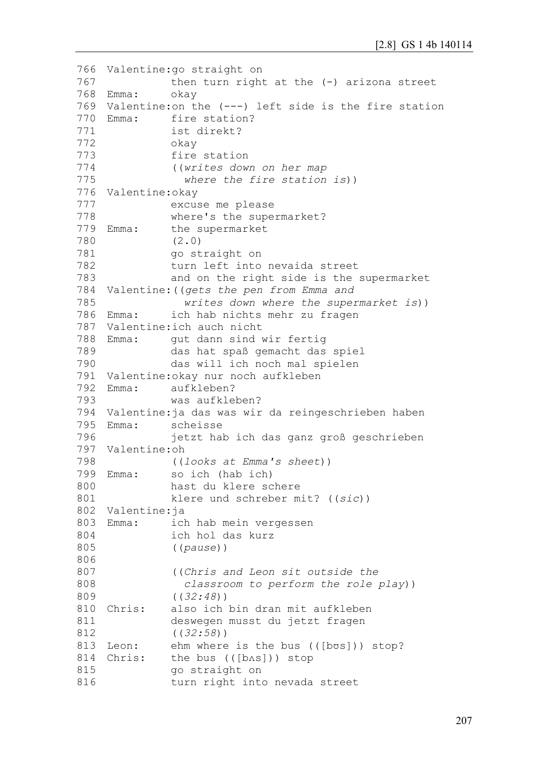```
766 Valentine:go straight on
767           then turn right at the (-) arizona street
768 Emma:     okay
769 Valentine:on the (---) left side is the fire station
770 Emma:     fire station?
771           ist direkt?
772           okay
773           fire station
774           ((writes down on her map
775             where the fire station is))
776 Valentine:okay
777           excuse me please
778           where's the supermarket?
779 Emma:     the supermarket
780           (2.0)
781           go straight on
782           turn left into nevaida street
783           and on the right side is the supermarket
784 Valentine:((gets the pen from Emma and
785             writes down where the supermarket is))
786 Emma:     ich hab nichts mehr zu fragen
787 Valentine:ich auch nicht
788 Emma:     gut dann sind wir fertig
789           das hat spaß gemacht das spiel
790           das will ich noch mal spielen
791 Valentine:okay nur noch aufkleben
792 Emma:     aufkleben?
793           was aufkleben?
794 Valentine:ja das was wir da reingeschrieben haben
795 Emma:     scheisse
796           jetzt hab ich das ganz groß geschrieben
797 Valentine:oh
798           ((looks at Emma's sheet))
799 Emma:     so ich (hab ich)
800           hast du klere schere
801           klere und schreber mit? ((sic))
802 Valentine:ja
803 Emma:     ich hab mein vergessen
804           ich hol das kurz
805           ((pause))
806
807           ((Chris and Leon sit outside the
808             classroom to perform the role play))
809           ((32:48))
810 Chris:    also ich bin dran mit aufkleben
811           deswegen musst du jetzt fragen
812           ((32:58))
813 Leon:     ehm where is the bus (([bʊs])) stop?
814 Chris:    the bus (([bʌs])) stop
815           go straight on
816           turn right into nevada street
```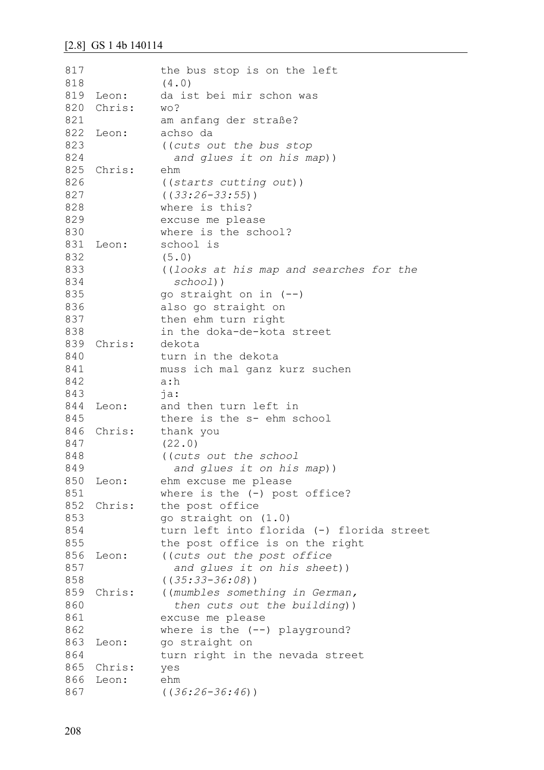## [2.8] GS 1 4b 140114

```
817             the bus stop is on the left
818             (4.0)
819  Leon:      da ist bei mir schon was
820  Chris:     wo?
821             am anfang der straße?
822  Leon:      achso da
823             ((cuts out the bus stop
824               and glues it on his map))
825  Chris:     ehm
826             ((starts cutting out))
827             ((33:26-33:55))
828             where is this?
829             excuse me please
830             where is the school?
831  Leon:      school is
832             (5.0)
833             ((looks at his map and searches for the
834               school))
835             go straight on in (--)
836             also go straight on
837             then ehm turn right
838             in the doka-de-kota street
839  Chris:     dekota
840             turn in the dekota
841             muss ich mal ganz kurz suchen
842             a:h
843             ja:
844  Leon:      and then turn left in
845             there is the s- ehm school
846  Chris:     thank you
847             (22.0)
848             ((cuts out the school
849               and glues it on his map))
850  Leon:      ehm excuse me please
851             where is the (-) post office?
852  Chris:     the post office
853             go straight on (1.0)
854             turn left into florida (-) florida street
855             the post office is on the right
856  Leon:      ((cuts out the post office
857               and glues it on his sheet))
858             ((35:33-36:08))
859  Chris:     ((mumbles something in German,
860               then cuts out the building))
861             excuse me please
862             where is the (--) playground?
863  Leon:      go straight on
864             turn right in the nevada street
865  Chris:     yes
866  Leon:      ehm
867             ((36:26-36:46))
```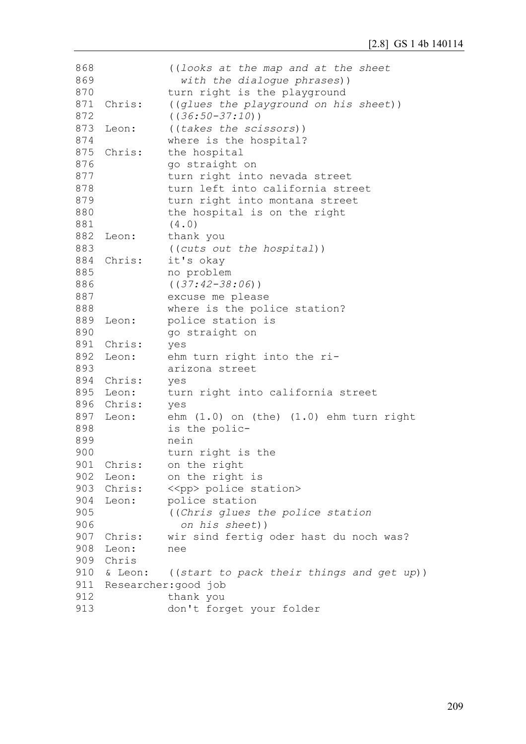```
868             ((looks at the map and at the sheet
869               with the dialogue phrases))
870             turn right is the playground
871  Chris:     ((glues the playground on his sheet))
872             ((36:50-37:10))
873  Leon:      ((takes the scissors))
874             where is the hospital?
875  Chris:     the hospital
876             go straight on
877             turn right into nevada street
878             turn left into california street
879             turn right into montana street
880             the hospital is on the right
881             (4.0)
882  Leon:      thank you
883             ((cuts out the hospital))
884  Chris:     it's okay
885             no problem
886             ((37:42-38:06))
887             excuse me please
888             where is the police station?
889  Leon:      police station is
890             go straight on
891  Chris:     yes
892  Leon:      ehm turn right into the ri-
893             arizona street
894  Chris:     yes
895  Leon:      turn right into california street
896  Chris:     yes
897  Leon:      ehm (1.0) on (the) (1.0) ehm turn right
898             is the polic-
899             nein
900             turn right is the
901  Chris:     on the right
902  Leon:      on the right is
903  Chris:     <<pp> police station>
904  Leon:      police station
905             ((Chris glues the police station
906               on his sheet))
907  Chris:     wir sind fertig oder hast du noch was?
908  Leon:      nee
909  Chris
910  & Leon:    ((start to pack their things and get up))
911  Researcher:good job
912             thank you
913             don't forget your folder
```